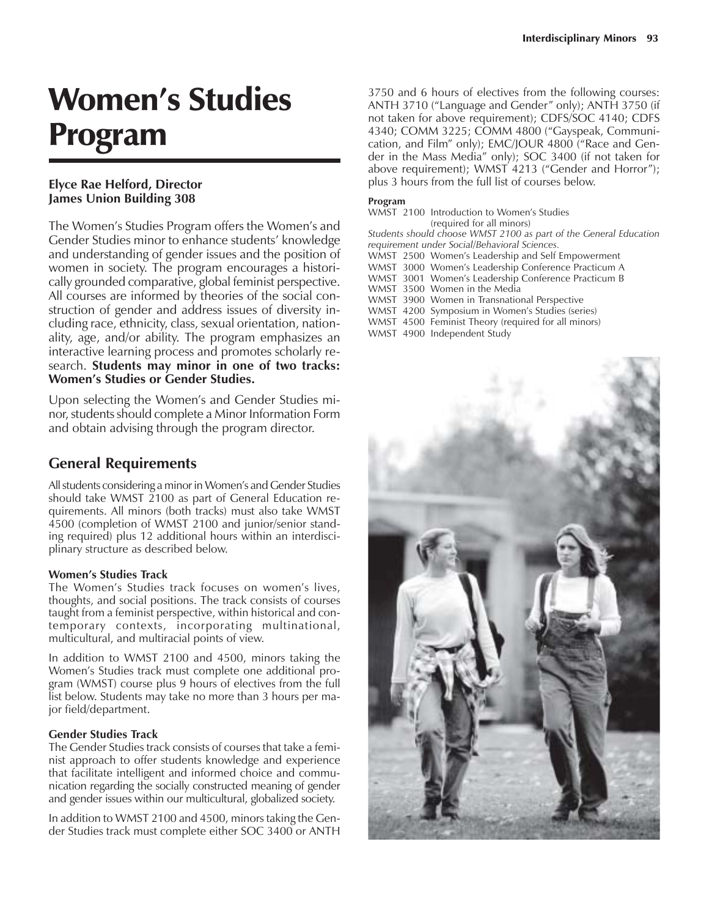# Women's Studies Program

**Elyce Rae Helford, Director**
**James Union Building 308**

The Women's Studies Program offers the Women's and Gender Studies minor to enhance students' knowledge and understanding of gender issues and the position of women in society. The program encourages a historically grounded comparative, global feminist perspective. All courses are informed by theories of the social construction of gender and address issues of diversity including race, ethnicity, class, sexual orientation, nationality, age, and/or ability. The program emphasizes an interactive learning process and promotes scholarly research. **Students may minor in one of two tracks: Women's Studies or Gender Studies.**

Upon selecting the Women's and Gender Studies minor, students should complete a Minor Information Form and obtain advising through the program director.

## General Requirements

All students considering a minor in Women's and Gender Studies should take WMST 2100 as part of General Education requirements. All minors (both tracks) must also take WMST 4500 (completion of WMST 2100 and junior/senior standing required) plus 12 additional hours within an interdisciplinary structure as described below.

### Women's Studies Track

The Women's Studies track focuses on women's lives, thoughts, and social positions. The track consists of courses taught from a feminist perspective, within historical and contemporary contexts, incorporating multinational, multicultural, and multiracial points of view.

In addition to WMST 2100 and 4500, minors taking the Women's Studies track must complete one additional program (WMST) course plus 9 hours of electives from the full list below. Students may take no more than 3 hours per major field/department.

### Gender Studies Track

The Gender Studies track consists of courses that take a feminist approach to offer students knowledge and experience that facilitate intelligent and informed choice and communication regarding the socially constructed meaning of gender and gender issues within our multicultural, globalized society.

In addition to WMST 2100 and 4500, minors taking the Gender Studies track must complete either SOC 3400 or ANTH 3750 and 6 hours of electives from the following courses: ANTH 3710 ("Language and Gender" only); ANTH 3750 (if not taken for above requirement); CDFS/SOC 4140; CDFS 4340; COMM 3225; COMM 4800 ("Gayspeak, Communication, and Film" only); EMC/JOUR 4800 ("Race and Gender in the Mass Media" only); SOC 3400 (if not taken for above requirement); WMST 4213 ("Gender and Horror"); plus 3 hours from the full list of courses below.

#### Program

WMST 2100 Introduction to Women's Studies (required for all minors)

*Students should choose WMST 2100 as part of the General Education requirement under Social/Behavioral Sciences.*

WMST 2500 Women's Leadership and Self Empowerment
WMST 3000 Women's Leadership Conference Practicum A
WMST 3001 Women's Leadership Conference Practicum B
WMST 3500 Women in the Media
WMST 3900 Women in Transnational Perspective
WMST 4200 Symposium in Women's Studies (series)
WMST 4500 Feminist Theory (required for all minors)
WMST 4900 Independent Study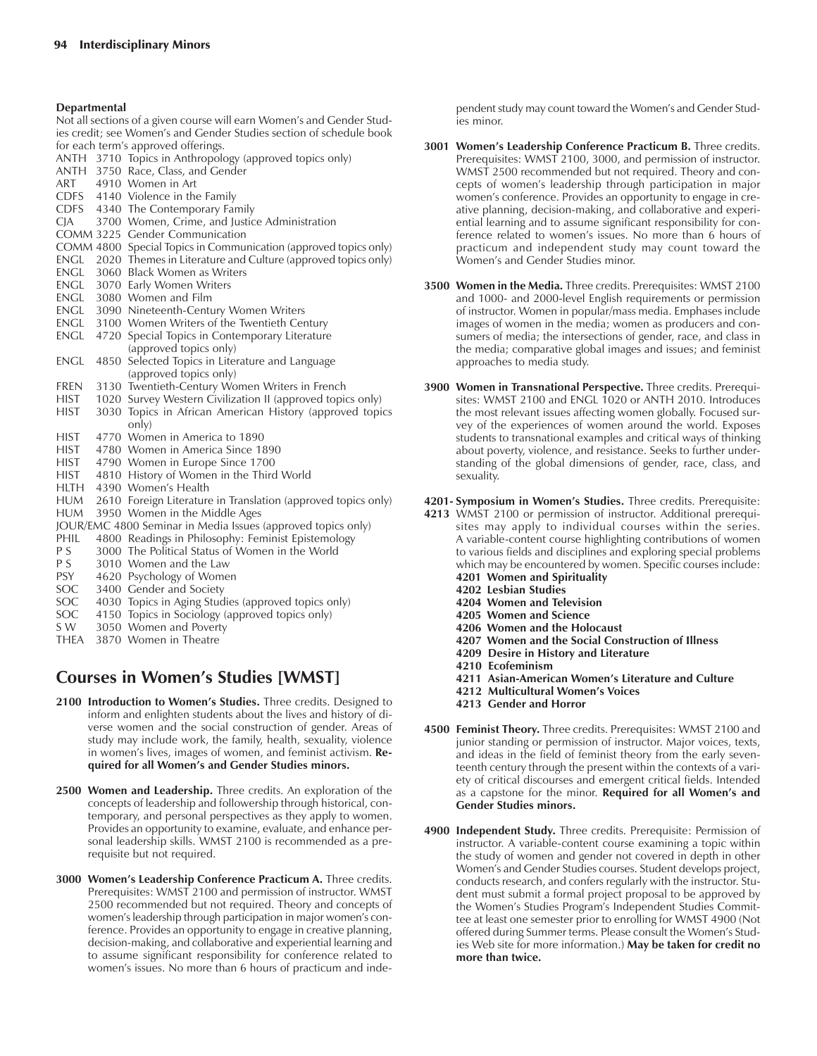**Departmental**

Not all sections of a given course will earn Women's and Gender Studies credit; see Women's and Gender Studies section of schedule book for each term's approved offerings.

ANTH 3710 Topics in Anthropology (approved topics only)
ANTH 3750 Race, Class, and Gender
ART 4910 Women in Art
CDFS 4140 Violence in the Family
CDFS 4340 The Contemporary Family
CJA 3700 Women, Crime, and Justice Administration
COMM 3225 Gender Communication
COMM 4800 Special Topics in Communication (approved topics only)
ENGL 2020 Themes in Literature and Culture (approved topics only)
ENGL 3060 Black Women as Writers
ENGL 3070 Early Women Writers
ENGL 3080 Women and Film
ENGL 3090 Nineteenth-Century Women Writers
ENGL 3100 Women Writers of the Twentieth Century
ENGL 4720 Special Topics in Contemporary Literature (approved topics only)
ENGL 4850 Selected Topics in Literature and Language (approved topics only)
FREN 3130 Twentieth-Century Women Writers in French
HIST 1020 Survey Western Civilization II (approved topics only)
HIST 3030 Topics in African American History (approved topics only)
HIST 4770 Women in America to 1890
HIST 4780 Women in America Since 1890
HIST 4790 Women in Europe Since 1700
HIST 4810 History of Women in the Third World
HLTH 4390 Women's Health
HUM 2610 Foreign Literature in Translation (approved topics only)
HUM 3950 Women in the Middle Ages
JOUR/EMC 4800 Seminar in Media Issues (approved topics only)
PHIL 4800 Readings in Philosophy: Feminist Epistemology
P S 3000 The Political Status of Women in the World
P S 3010 Women and the Law
PSY 4620 Psychology of Women
SOC 3400 Gender and Society
SOC 4030 Topics in Aging Studies (approved topics only)
SOC 4150 Topics in Sociology (approved topics only)
S W 3050 Women and Poverty
THEA 3870 Women in Theatre

## Courses in Women's Studies [WMST]

**2100 Introduction to Women's Studies.** Three credits. Designed to inform and enlighten students about the lives and history of diverse women and the social construction of gender. Areas of study may include work, the family, health, sexuality, violence in women's lives, images of women, and feminist activism. **Required for all Women's and Gender Studies minors.**

**2500 Women and Leadership.** Three credits. An exploration of the concepts of leadership and followership through historical, contemporary, and personal perspectives as they apply to women. Provides an opportunity to examine, evaluate, and enhance personal leadership skills. WMST 2100 is recommended as a prerequisite but not required.

**3000 Women's Leadership Conference Practicum A.** Three credits. Prerequisites: WMST 2100 and permission of instructor. WMST 2500 recommended but not required. Theory and concepts of women's leadership through participation in major women's conference. Provides an opportunity to engage in creative planning, decision-making, and collaborative and experiential learning and to assume significant responsibility for conference related to women's issues. No more than 6 hours of practicum and independent study may count toward the Women's and Gender Studies minor.

**3001 Women's Leadership Conference Practicum B.** Three credits. Prerequisites: WMST 2100, 3000, and permission of instructor. WMST 2500 recommended but not required. Theory and concepts of women's leadership through participation in major women's conference. Provides an opportunity to engage in creative planning, decision-making, and collaborative and experiential learning and to assume significant responsibility for conference related to women's issues. No more than 6 hours of practicum and independent study may count toward the Women's and Gender Studies minor.

**3500 Women in the Media.** Three credits. Prerequisites: WMST 2100 and 1000- and 2000-level English requirements or permission of instructor. Women in popular/mass media. Emphases include images of women in the media; women as producers and consumers of media; the intersections of gender, race, and class in the media; comparative global images and issues; and feminist approaches to media study.

**3900 Women in Transnational Perspective.** Three credits. Prerequisites: WMST 2100 and ENGL 1020 or ANTH 2010. Introduces the most relevant issues affecting women globally. Focused survey of the experiences of women around the world. Exposes students to transnational examples and critical ways of thinking about poverty, violence, and resistance. Seeks to further understanding of the global dimensions of gender, race, class, and sexuality.

**4201-4213 Symposium in Women's Studies.** Three credits. Prerequisite: WMST 2100 or permission of instructor. Additional prerequisites may apply to individual courses within the series. A variable-content course highlighting contributions of women to various fields and disciplines and exploring special problems which may be encountered by women. Specific courses include:

**4201 Women and Spirituality**
**4202 Lesbian Studies**
**4204 Women and Television**
**4205 Women and Science**
**4206 Women and the Holocaust**
**4207 Women and the Social Construction of Illness**
**4209 Desire in History and Literature**
**4210 Ecofeminism**
**4211 Asian-American Women's Literature and Culture**
**4212 Multicultural Women's Voices**
**4213 Gender and Horror**

**4500 Feminist Theory.** Three credits. Prerequisites: WMST 2100 and junior standing or permission of instructor. Major voices, texts, and ideas in the field of feminist theory from the early seventeenth century through the present within the contexts of a variety of critical discourses and emergent critical fields. Intended as a capstone for the minor. **Required for all Women's and Gender Studies minors.**

**4900 Independent Study.** Three credits. Prerequisite: Permission of instructor. A variable-content course examining a topic within the study of women and gender not covered in depth in other Women's and Gender Studies courses. Student develops project, conducts research, and confers regularly with the instructor. Student must submit a formal project proposal to be approved by the Women's Studies Program's Independent Studies Committee at least one semester prior to enrolling for WMST 4900 (Not offered during Summer terms. Please consult the Women's Studies Web site for more information.) **May be taken for credit no more than twice.**